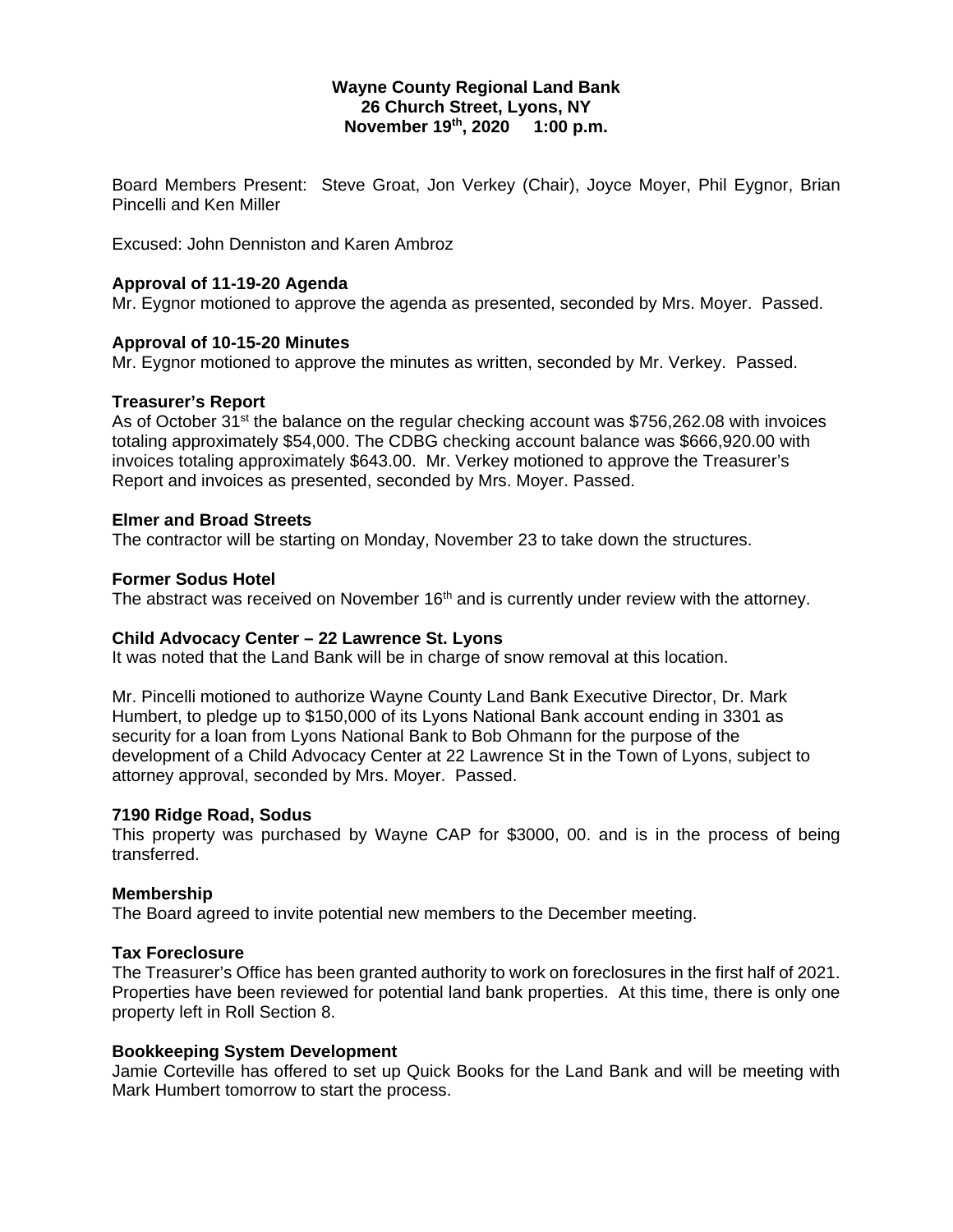**Wayne County Regional Land Bank**
**26 Church Street, Lyons, NY**
**November 19th, 2020 1:00 p.m.**

Board Members Present: Steve Groat, Jon Verkey (Chair), Joyce Moyer, Phil Eygnor, Brian Pincelli and Ken Miller

Excused: John Denniston and Karen Ambroz

**Approval of 11-19-20 Agenda**
Mr. Eygnor motioned to approve the agenda as presented, seconded by Mrs. Moyer. Passed.

**Approval of 10-15-20 Minutes**
Mr. Eygnor motioned to approve the minutes as written, seconded by Mr. Verkey. Passed.

**Treasurer's Report**
As of October 31st the balance on the regular checking account was $756,262.08 with invoices totaling approximately $54,000. The CDBG checking account balance was $666,920.00 with invoices totaling approximately $643.00. Mr. Verkey motioned to approve the Treasurer's Report and invoices as presented, seconded by Mrs. Moyer. Passed.

**Elmer and Broad Streets**
The contractor will be starting on Monday, November 23 to take down the structures.

**Former Sodus Hotel**
The abstract was received on November 16th and is currently under review with the attorney.

**Child Advocacy Center – 22 Lawrence St. Lyons**
It was noted that the Land Bank will be in charge of snow removal at this location.

Mr. Pincelli motioned to authorize Wayne County Land Bank Executive Director, Dr. Mark Humbert, to pledge up to $150,000 of its Lyons National Bank account ending in 3301 as security for a loan from Lyons National Bank to Bob Ohmann for the purpose of the development of a Child Advocacy Center at 22 Lawrence St in the Town of Lyons, subject to attorney approval, seconded by Mrs. Moyer. Passed.

**7190 Ridge Road, Sodus**
This property was purchased by Wayne CAP for $3000, 00. and is in the process of being transferred.

**Membership**
The Board agreed to invite potential new members to the December meeting.

**Tax Foreclosure**
The Treasurer's Office has been granted authority to work on foreclosures in the first half of 2021. Properties have been reviewed for potential land bank properties. At this time, there is only one property left in Roll Section 8.

**Bookkeeping System Development**
Jamie Corteville has offered to set up Quick Books for the Land Bank and will be meeting with Mark Humbert tomorrow to start the process.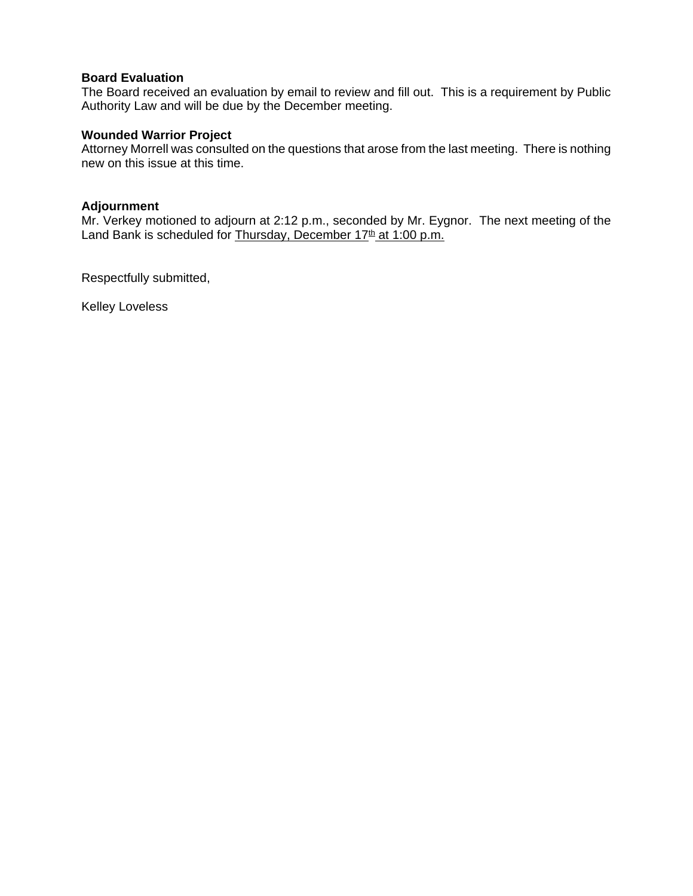**Board Evaluation**
The Board received an evaluation by email to review and fill out. This is a requirement by Public Authority Law and will be due by the December meeting.

**Wounded Warrior Project**
Attorney Morrell was consulted on the questions that arose from the last meeting. There is nothing new on this issue at this time.

**Adjournment**
Mr. Verkey motioned to adjourn at 2:12 p.m., seconded by Mr. Eygnor. The next meeting of the Land Bank is scheduled for Thursday, December 17th at 1:00 p.m.

Respectfully submitted,

Kelley Loveless